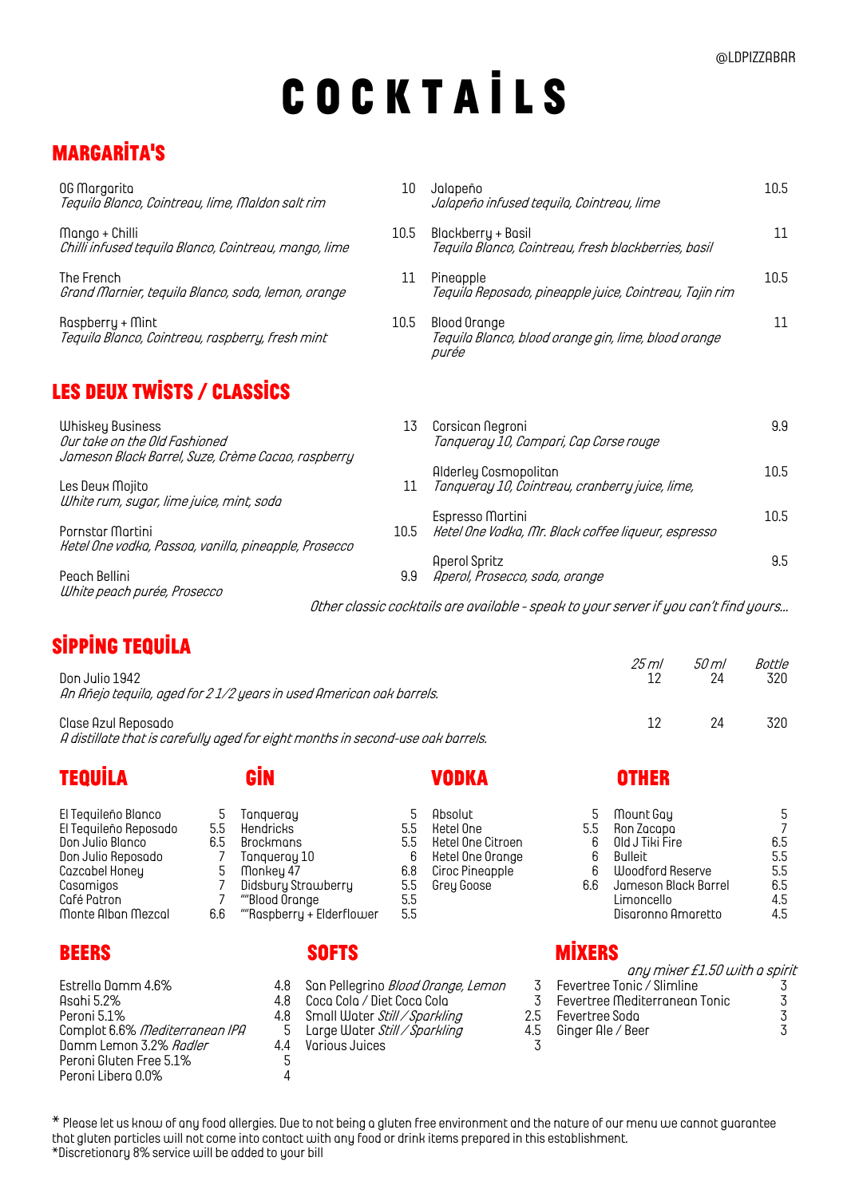@LDPIZZABAR

# COCKTAİLS

## MARGARİTA'S

OG Margarita — 10
*Tequila Blanco, Cointreau, lime, Maldon salt rim*

Mango + Chilli — 10.5
*Chilli infused tequila Blanco, Cointreau, mango, lime*

The French — 11
*Grand Marnier, tequila Blanco, soda, lemon, orange*

Raspberry + Mint — 10.5
*Tequila Blanco, Cointreau, raspberry, fresh mint*

Jalapeño — 10.5
*Jalapeño infused tequila, Cointreau, lime*

Blackberry + Basil — 11
*Tequila Blanco, Cointreau, fresh blackberries, basil*

Pineapple — 10.5
*Tequila Reposado, pineapple juice, Cointreau, Tajin rim*

Blood Orange — 11
*Tequila Blanco, blood orange gin, lime, blood orange purée*

## LES DEUX TWİSTS / CLASSİCS

Whiskey Business — 13
*Our take on the Old Fashioned*
*Jameson Black Barrel, Suze, Crème Cacao, raspberry*

Les Deux Mojito — 11
*White rum, sugar, lime juice, mint, soda*

Pornstar Martini — 10.5
*Ketel One vodka, Passoa, vanilla, pineapple, Prosecco*

Peach Bellini — 9.9
*White peach purée, Prosecco*

Corsican Negroni — 9.9
*Tanqueray 10, Campari, Cap Corse rouge*

Alderley Cosmopolitan — 10.5
*Tanqueray 10, Cointreau, cranberry juice, lime,*

Espresso Martini — 10.5
*Ketel One Vodka, Mr. Black coffee liqueur, espresso*

Aperol Spritz — 9.5
*Aperol, Prosecco, soda, orange*

*Other classic cocktails are available - speak to your server if you can't find yours...*

## SİPPİNG TEQUİLA

| | *25 ml* | *50 ml* | *Bottle* |
|---|---|---|---|
| Don Julio 1942<br>*An Añejo tequila, aged for 2 1/2 years in used American oak barrels.* | 12 | 24 | 320 |
| Clase Azul Reposado<br>*A distillate that is carefully aged for eight months in second-use oak barrels.* | 12 | 24 | 320 |

## TEQUİLA

| | |
|---|---|
| El Tequileño Blanco | 5 |
| El Tequileño Reposado | 5.5 |
| Don Julio Blanco | 6.5 |
| Don Julio Reposado | 7 |
| Cazcabel Honey | 5 |
| Casamigos | 7 |
| Café Patron | 7 |
| Monte Alban Mezcal | 6.6 |

## GİN

| | |
|---|---|
| Tanqueray | 5 |
| Hendricks | 5.5 |
| Brockmans | 5.5 |
| Tanqueray 10 | 6 |
| Monkey 47 | 6.8 |
| Didsbury Strawberry | 5.5 |
| ""Blood Orange | 5.5 |
| ""Raspberry + Elderflower | 5.5 |

## VODKA

| | |
|---|---|
| Absolut | 5 |
| Ketel One | 5.5 |
| Ketel One Citroen | 6 |
| Ketel One Orange | 6 |
| Ciroc Pineapple | 6 |
| Grey Goose | 6.6 |

## OTHER

| | |
|---|---|
| Mount Gay | 5 |
| Ron Zacapa | 7 |
| Old J Tiki Fire | 6.5 |
| Bulleit | 5.5 |
| Woodford Reserve | 5.5 |
| Jameson Black Barrel | 6.5 |
| Limoncello | 4.5 |
| Disaronno Amaretto | 4.5 |

## BEERS

| | |
|---|---|
| Estrella Damm 4.6% | 4.8 |
| Asahi 5.2% | 4.8 |
| Peroni 5.1% | 4.8 |
| Complot 6.6% *Mediterranean IPA* | 5 |
| Damm Lemon 3.2% *Radler* | 4.4 |
| Peroni Gluten Free 5.1% | 5 |
| Peroni Libera 0.0% | 4 |

## SOFTS

| | |
|---|---|
| San Pellegrino *Blood Orange, Lemon* | 3 |
| Coca Cola / Diet Coca Cola | 3 |
| Small Water *Still / Sparkling* | 2.5 |
| Large Water *Still / Sparkling* | 4.5 |
| Various Juices | 3 |

## MİXERS

*any mixer £1.50 with a spirit*

| | |
|---|---|
| Fevertree Tonic / Slimline | 3 |
| Fevertree Mediterranean Tonic | 3 |
| Fevertree Soda | 3 |
| Ginger Ale / Beer | 3 |

* Please let us know of any food allergies. Due to not being a gluten free environment and the nature of our menu we cannot guarantee that gluten particles will not come into contact with any food or drink items prepared in this establishment.
*Discretionary 8% service will be added to your bill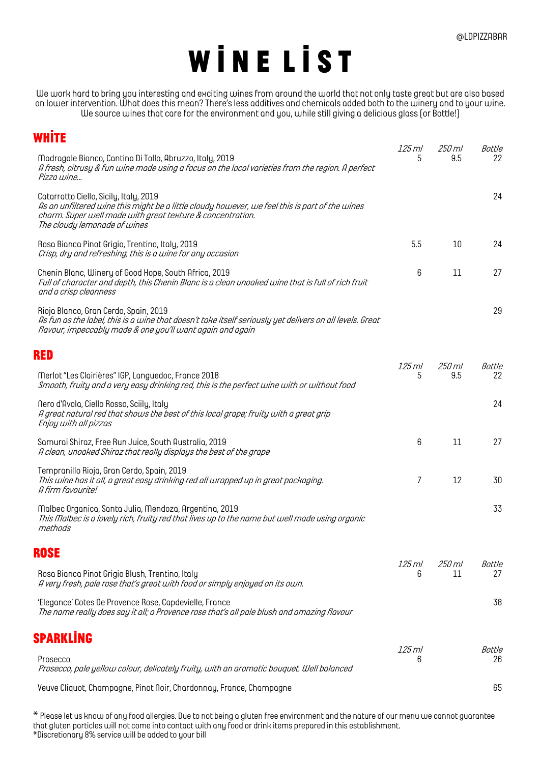@LDPIZZABAR

# WINE LIST

We work hard to bring you interesting and exciting wines from around the world that not only taste great but are also based on lower intervention. What does this mean? There's less additives and chemicals added both to the winery and to your wine. We source wines that care for the environment and you, while still giving a delicious glass (or Bottle!)

## WHITE

| | 125 ml | 250 ml | Bottle |
|---|---|---|---|
| Madragale Bianco, Cantina Di Tollo, Abruzzo, Italy, 2019<br>*A fresh, citrusy & fun wine made using a focus on the local varieties from the region. A perfect Pizza wine...* | 5 | 9.5 | 22 |
| Catarratto Ciello, Sicily, Italy, 2019<br>*As an unfiltered wine this might be a little cloudy however, we feel this is part of the wines charm. Super well made with great texture & concentration. The cloudy lemonade of wines* | | | 24 |
| Rosa Bianca Pinot Grigio, Trentino, Italy, 2019<br>*Crisp, dry and refreshing, this is a wine for any occasion* | 5.5 | 10 | 24 |
| Chenin Blanc, Winery of Good Hope, South Africa, 2019<br>*Full of character and depth, this Chenin Blanc is a clean unoaked wine that is full of rich fruit and a crisp cleanness* | 6 | 11 | 27 |
| Rioja Blanco, Gran Cerdo, Spain, 2019<br>*As fun as the label, this is a wine that doesn't take itself seriously yet delivers on all levels. Great flavour, impeccably made & one you'll want again and again* | | | 29 |

## RED

| | 125 ml | 250 ml | Bottle |
|---|---|---|---|
| Merlot "Les Clairières" IGP, Languedoc, France 2018<br>*Smooth, fruity and a very easy drinking red, this is the perfect wine with or without food* | 5 | 9.5 | 22 |
| Nero d'Avola, Ciello Rosso, Sciily, Italy<br>*A great natural red that shows the best of this local grape; fruity with a great grip Enjoy with all pizzas* | | | 24 |
| Samurai Shiraz, Free Run Juice, South Australia, 2019<br>*A clean, unoaked Shiraz that really displays the best of the grape* | 6 | 11 | 27 |
| Tempranillo Rioja, Gran Cerdo, Spain, 2019<br>*This wine has it all, a great easy drinking red all wrapped up in great packaging. A firm favourite!* | 7 | 12 | 30 |
| Malbec Organica, Santa Julia, Mendoza, Argentina, 2019<br>*This Malbec is a lovely rich, fruity red that lives up to the name but well made using organic methods* | | | 33 |

## ROSE

| | 125 ml | 250 ml | Bottle |
|---|---|---|---|
| Rosa Bianca Pinot Grigio Blush, Trentino, Italy<br>*A very fresh, pale rose that's great with food or simply enjoyed on its own.* | 6 | 11 | 27 |
| 'Elegance' Cotes De Provence Rose, Capdevielle, France<br>*The name really does say it all; a Provence rose that's all pale blush and amazing flavour* | | | 38 |

## SPARKLING

| | 125 ml | Bottle |
|---|---|---|
| Prosecco<br>*Prosecco, pale yellow colour, delicately fruity, with an aromatic bouquet. Well balanced* | 6 | 26 |
| Veuve Cliquot, Champagne, Pinot Noir, Chardonnay, France, Champagne | | 65 |

* Please let us know of any food allergies. Due to not being a gluten free environment and the nature of our menu we cannot guarantee that gluten particles will not come into contact with any food or drink items prepared in this establishment.
*Discretionary 8% service will be added to your bill